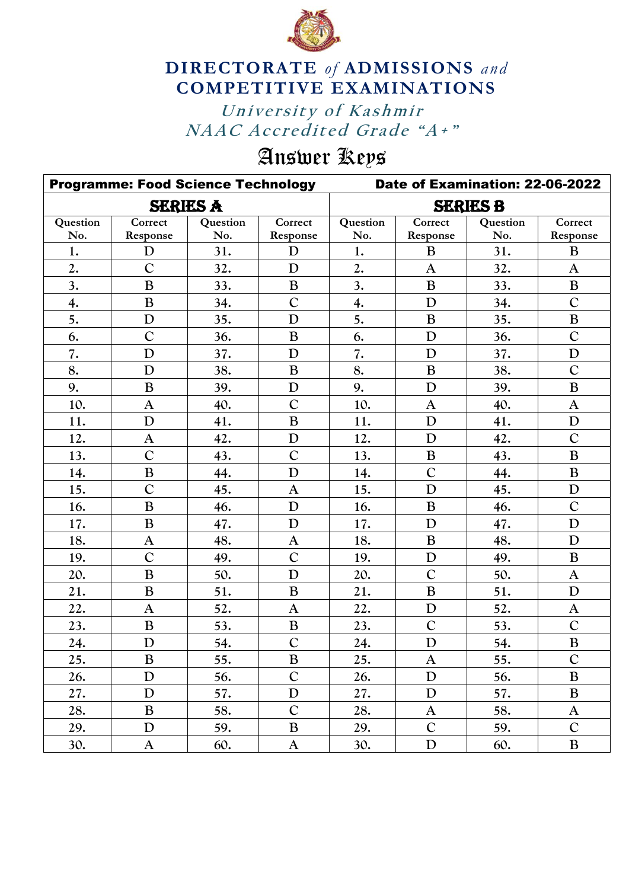# DIRECTORATE *of* ADMISSIONS *and* COMPETITIVE EXAMINATIONS

## *University of Kashmir*

## *NAAC Accredited Grade "A+"*

# Answer Keys

| Programme: Food Science Technology | | | | Date of Examination: 22-06-2022 | | | |
|---|---|---|---|---|---|---|---|
| **SERIES A** | | | | **SERIES B** | | | |
| Question No. | Correct Response | Question No. | Correct Response | Question No. | Correct Response | Question No. | Correct Response |
| 1. | D | 31. | D | 1. | B | 31. | B |
| 2. | C | 32. | D | 2. | A | 32. | A |
| 3. | B | 33. | B | 3. | B | 33. | B |
| 4. | B | 34. | C | 4. | D | 34. | C |
| 5. | D | 35. | D | 5. | B | 35. | B |
| 6. | C | 36. | B | 6. | D | 36. | C |
| 7. | D | 37. | D | 7. | D | 37. | D |
| 8. | D | 38. | B | 8. | B | 38. | C |
| 9. | B | 39. | D | 9. | D | 39. | B |
| 10. | A | 40. | C | 10. | A | 40. | A |
| 11. | D | 41. | B | 11. | D | 41. | D |
| 12. | A | 42. | D | 12. | D | 42. | C |
| 13. | C | 43. | C | 13. | B | 43. | B |
| 14. | B | 44. | D | 14. | C | 44. | B |
| 15. | C | 45. | A | 15. | D | 45. | D |
| 16. | B | 46. | D | 16. | B | 46. | C |
| 17. | B | 47. | D | 17. | D | 47. | D |
| 18. | A | 48. | A | 18. | B | 48. | D |
| 19. | C | 49. | C | 19. | D | 49. | B |
| 20. | B | 50. | D | 20. | C | 50. | A |
| 21. | B | 51. | B | 21. | B | 51. | D |
| 22. | A | 52. | A | 22. | D | 52. | A |
| 23. | B | 53. | B | 23. | C | 53. | C |
| 24. | D | 54. | C | 24. | D | 54. | B |
| 25. | B | 55. | B | 25. | A | 55. | C |
| 26. | D | 56. | C | 26. | D | 56. | B |
| 27. | D | 57. | D | 27. | D | 57. | B |
| 28. | B | 58. | C | 28. | A | 58. | A |
| 29. | D | 59. | B | 29. | C | 59. | C |
| 30. | A | 60. | A | 30. | D | 60. | B |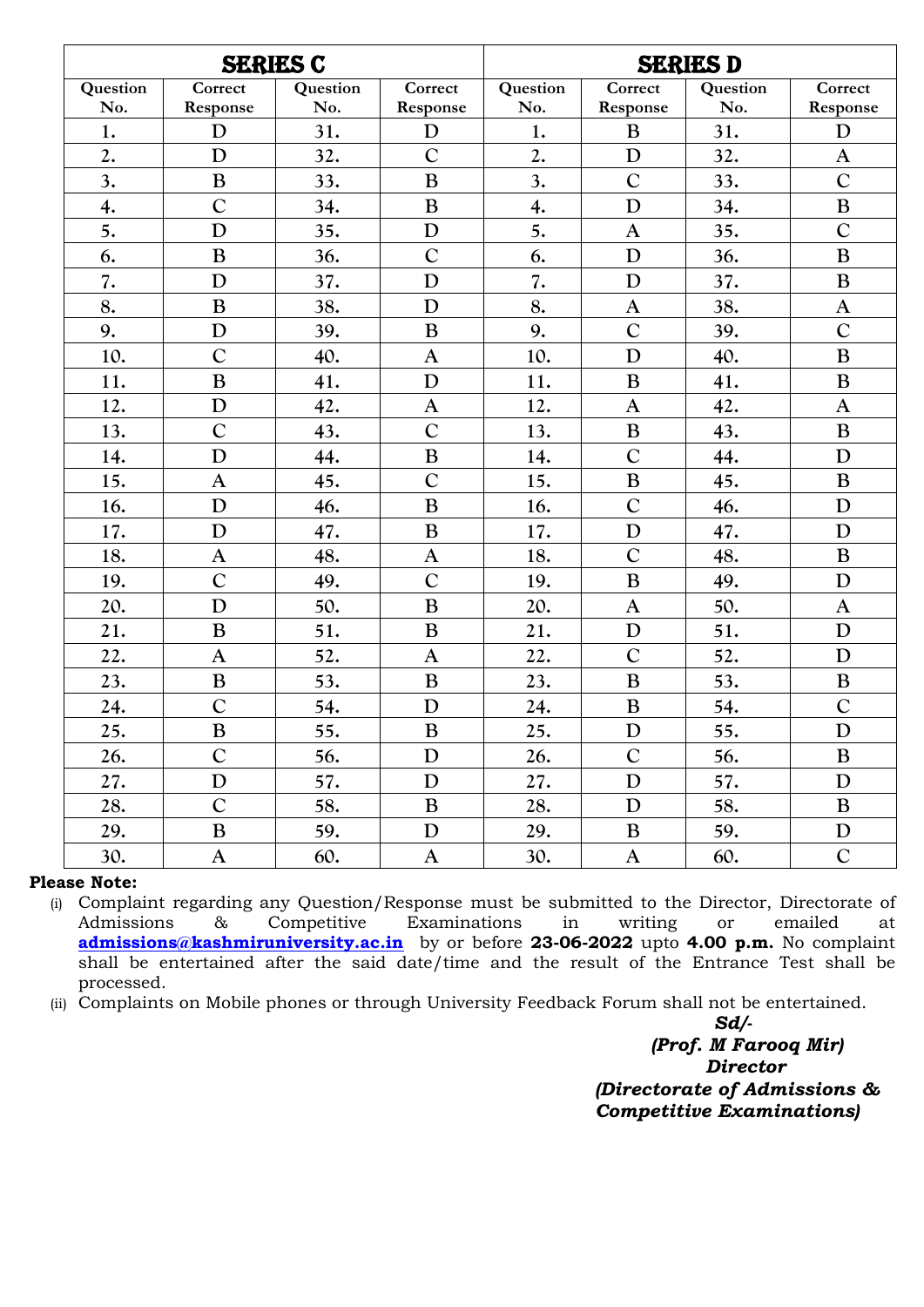| SERIES C | | | | SERIES D | | | |
|---|---|---|---|---|---|---|---|
| Question No. | Correct Response | Question No. | Correct Response | Question No. | Correct Response | Question No. | Correct Response |
| 1. | D | 31. | D | 1. | B | 31. | D |
| 2. | D | 32. | C | 2. | D | 32. | A |
| 3. | B | 33. | B | 3. | C | 33. | C |
| 4. | C | 34. | B | 4. | D | 34. | B |
| 5. | D | 35. | D | 5. | A | 35. | C |
| 6. | B | 36. | C | 6. | D | 36. | B |
| 7. | D | 37. | D | 7. | D | 37. | B |
| 8. | B | 38. | D | 8. | A | 38. | A |
| 9. | D | 39. | B | 9. | C | 39. | C |
| 10. | C | 40. | A | 10. | D | 40. | B |
| 11. | B | 41. | D | 11. | B | 41. | B |
| 12. | D | 42. | A | 12. | A | 42. | A |
| 13. | C | 43. | C | 13. | B | 43. | B |
| 14. | D | 44. | B | 14. | C | 44. | D |
| 15. | A | 45. | C | 15. | B | 45. | B |
| 16. | D | 46. | B | 16. | C | 46. | D |
| 17. | D | 47. | B | 17. | D | 47. | D |
| 18. | A | 48. | A | 18. | C | 48. | B |
| 19. | C | 49. | C | 19. | B | 49. | D |
| 20. | D | 50. | B | 20. | A | 50. | A |
| 21. | B | 51. | B | 21. | D | 51. | D |
| 22. | A | 52. | A | 22. | C | 52. | D |
| 23. | B | 53. | B | 23. | B | 53. | B |
| 24. | C | 54. | D | 24. | B | 54. | C |
| 25. | B | 55. | B | 25. | D | 55. | D |
| 26. | C | 56. | D | 26. | C | 56. | B |
| 27. | D | 57. | D | 27. | D | 57. | D |
| 28. | C | 58. | B | 28. | D | 58. | B |
| 29. | B | 59. | D | 29. | B | 59. | D |
| 30. | A | 60. | A | 30. | A | 60. | C |

**Please Note:**

(i) Complaint regarding any Question/Response must be submitted to the Director, Directorate of Admissions & Competitive Examinations in writing or emailed at **admissions@kashmiruniversity.ac.in** by or before **23-06-2022** upto **4.00 p.m.** No complaint shall be entertained after the said date/time and the result of the Entrance Test shall be processed.

(ii) Complaints on Mobile phones or through University Feedback Forum shall not be entertained.

***Sd/-***
***(Prof. M Farooq Mir)***
***Director***
***(Directorate of Admissions & Competitive Examinations)***